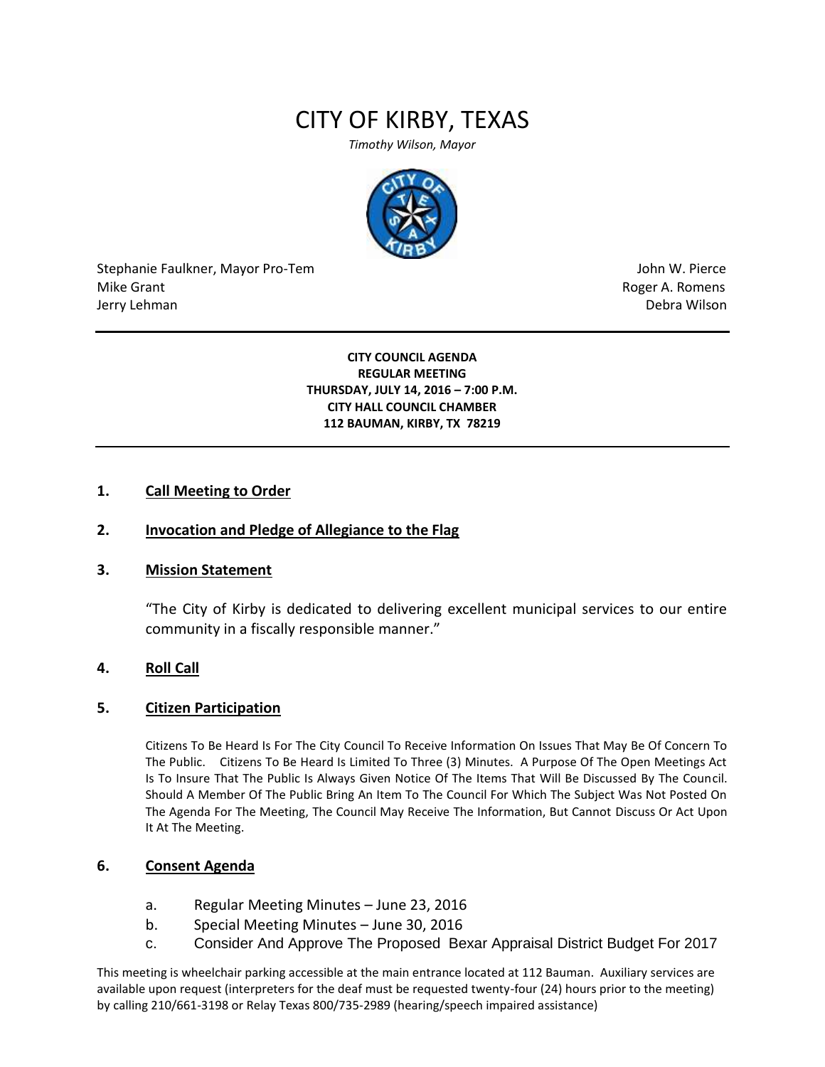# CITY OF KIRBY, TEXAS

*Timothy Wilson, Mayor*

Stephanie Faulkner, Mayor Pro-Tem
Mike Grant
Jerry Lehman

John W. Pierce
Roger A. Romens
Debra Wilson

---

**CITY COUNCIL AGENDA**
**REGULAR MEETING**
**THURSDAY, JULY 14, 2016 – 7:00 P.M.**
**CITY HALL COUNCIL CHAMBER**
**112 BAUMAN, KIRBY, TX 78219**

---

## 1. Call Meeting to Order

## 2. Invocation and Pledge of Allegiance to the Flag

## 3. Mission Statement

"The City of Kirby is dedicated to delivering excellent municipal services to our entire community in a fiscally responsible manner."

## 4. Roll Call

## 5. Citizen Participation

Citizens To Be Heard Is For The City Council To Receive Information On Issues That May Be Of Concern To The Public. Citizens To Be Heard Is Limited To Three (3) Minutes. A Purpose Of The Open Meetings Act Is To Insure That The Public Is Always Given Notice Of The Items That Will Be Discussed By The Council. Should A Member Of The Public Bring An Item To The Council For Which The Subject Was Not Posted On The Agenda For The Meeting, The Council May Receive The Information, But Cannot Discuss Or Act Upon It At The Meeting.

## 6. Consent Agenda

a. Regular Meeting Minutes – June 23, 2016
b. Special Meeting Minutes – June 30, 2016
c. Consider And Approve The Proposed Bexar Appraisal District Budget For 2017

This meeting is wheelchair parking accessible at the main entrance located at 112 Bauman. Auxiliary services are available upon request (interpreters for the deaf must be requested twenty-four (24) hours prior to the meeting) by calling 210/661-3198 or Relay Texas 800/735-2989 (hearing/speech impaired assistance)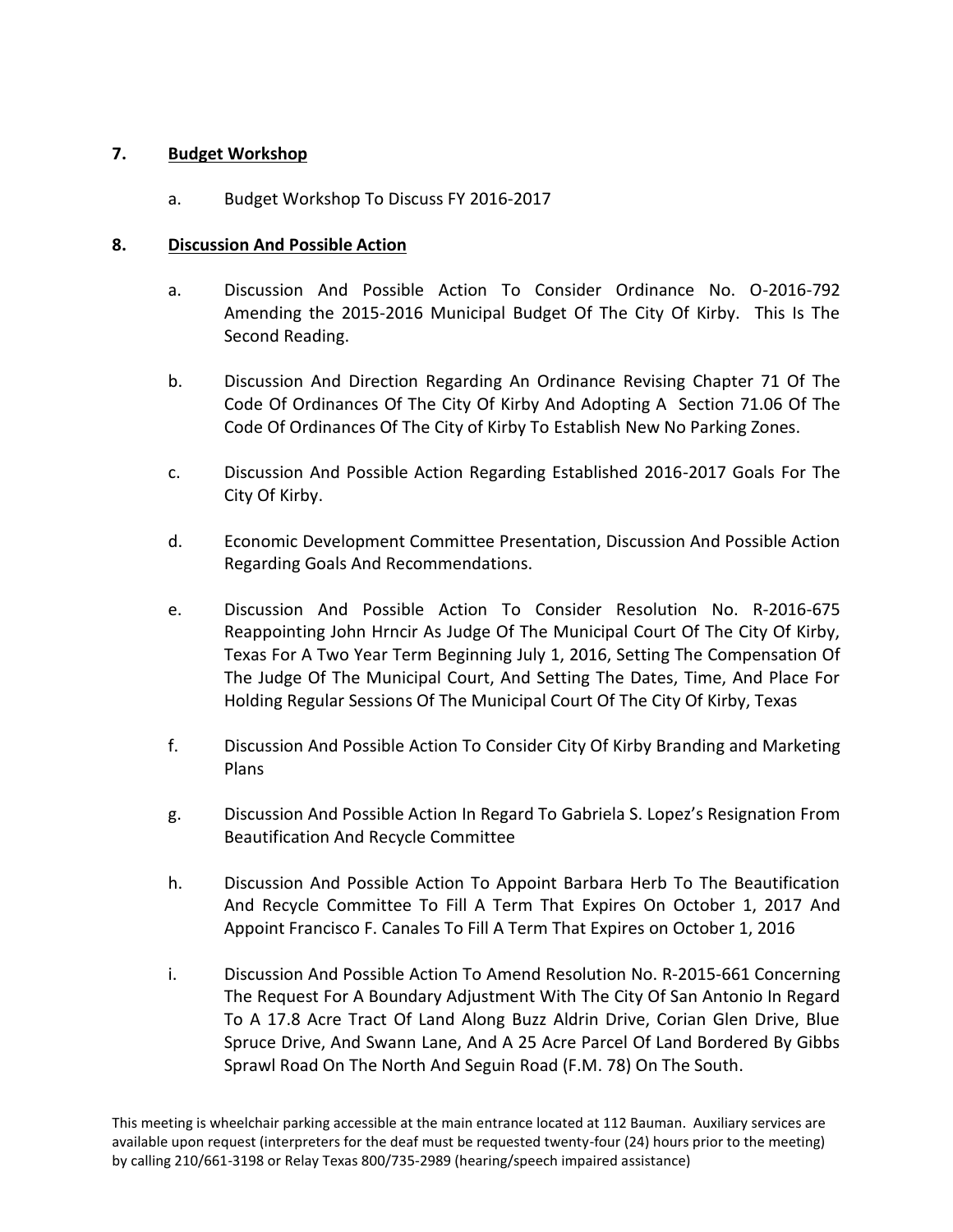7. **Budget Workshop**

   a. Budget Workshop To Discuss FY 2016-2017

8. **Discussion And Possible Action**

   a. Discussion And Possible Action To Consider Ordinance No. O-2016-792 Amending the 2015-2016 Municipal Budget Of The City Of Kirby. This Is The Second Reading.

   b. Discussion And Direction Regarding An Ordinance Revising Chapter 71 Of The Code Of Ordinances Of The City Of Kirby And Adopting A Section 71.06 Of The Code Of Ordinances Of The City of Kirby To Establish New No Parking Zones.

   c. Discussion And Possible Action Regarding Established 2016-2017 Goals For The City Of Kirby.

   d. Economic Development Committee Presentation, Discussion And Possible Action Regarding Goals And Recommendations.

   e. Discussion And Possible Action To Consider Resolution No. R-2016-675 Reappointing John Hrncir As Judge Of The Municipal Court Of The City Of Kirby, Texas For A Two Year Term Beginning July 1, 2016, Setting The Compensation Of The Judge Of The Municipal Court, And Setting The Dates, Time, And Place For Holding Regular Sessions Of The Municipal Court Of The City Of Kirby, Texas

   f. Discussion And Possible Action To Consider City Of Kirby Branding and Marketing Plans

   g. Discussion And Possible Action In Regard To Gabriela S. Lopez's Resignation From Beautification And Recycle Committee

   h. Discussion And Possible Action To Appoint Barbara Herb To The Beautification And Recycle Committee To Fill A Term That Expires On October 1, 2017 And Appoint Francisco F. Canales To Fill A Term That Expires on October 1, 2016

   i. Discussion And Possible Action To Amend Resolution No. R-2015-661 Concerning The Request For A Boundary Adjustment With The City Of San Antonio In Regard To A 17.8 Acre Tract Of Land Along Buzz Aldrin Drive, Corian Glen Drive, Blue Spruce Drive, And Swann Lane, And A 25 Acre Parcel Of Land Bordered By Gibbs Sprawl Road On The North And Seguin Road (F.M. 78) On The South.

This meeting is wheelchair parking accessible at the main entrance located at 112 Bauman. Auxiliary services are available upon request (interpreters for the deaf must be requested twenty-four (24) hours prior to the meeting) by calling 210/661-3198 or Relay Texas 800/735-2989 (hearing/speech impaired assistance)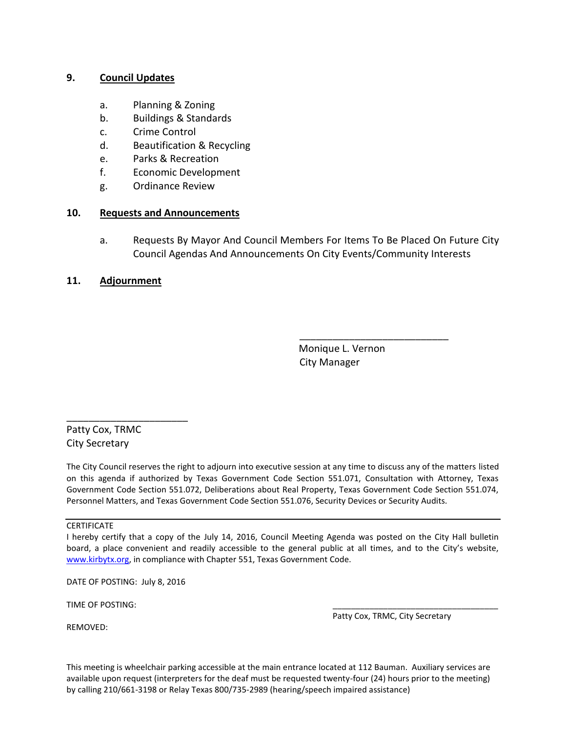## 9. Council Updates

a. Planning & Zoning
b. Buildings & Standards
c. Crime Control
d. Beautification & Recycling
e. Parks & Recreation
f. Economic Development
g. Ordinance Review

## 10. Requests and Announcements

a. Requests By Mayor And Council Members For Items To Be Placed On Future City Council Agendas And Announcements On City Events/Community Interests

## 11. Adjournment

\_\_\_\_\_\_\_\_\_\_\_\_\_\_\_\_\_\_\_\_\_\_\_\_\_\_\_\_
Monique L. Vernon
City Manager

\_\_\_\_\_\_\_\_\_\_\_\_\_\_\_\_\_\_\_\_\_\_\_
Patty Cox, TRMC
City Secretary

The City Council reserves the right to adjourn into executive session at any time to discuss any of the matters listed on this agenda if authorized by Texas Government Code Section 551.071, Consultation with Attorney, Texas Government Code Section 551.072, Deliberations about Real Property, Texas Government Code Section 551.074, Personnel Matters, and Texas Government Code Section 551.076, Security Devices or Security Audits.

---

CERTIFICATE
I hereby certify that a copy of the July 14, 2016, Council Meeting Agenda was posted on the City Hall bulletin board, a place convenient and readily accessible to the general public at all times, and to the City's website, www.kirbytx.org, in compliance with Chapter 551, Texas Government Code.

DATE OF POSTING: July 8, 2016

TIME OF POSTING:

\_\_\_\_\_\_\_\_\_\_\_\_\_\_\_\_\_\_\_\_\_\_\_\_\_\_\_\_\_\_\_\_\_\_\_
Patty Cox, TRMC, City Secretary

REMOVED:

This meeting is wheelchair parking accessible at the main entrance located at 112 Bauman. Auxiliary services are available upon request (interpreters for the deaf must be requested twenty-four (24) hours prior to the meeting) by calling 210/661-3198 or Relay Texas 800/735-2989 (hearing/speech impaired assistance)